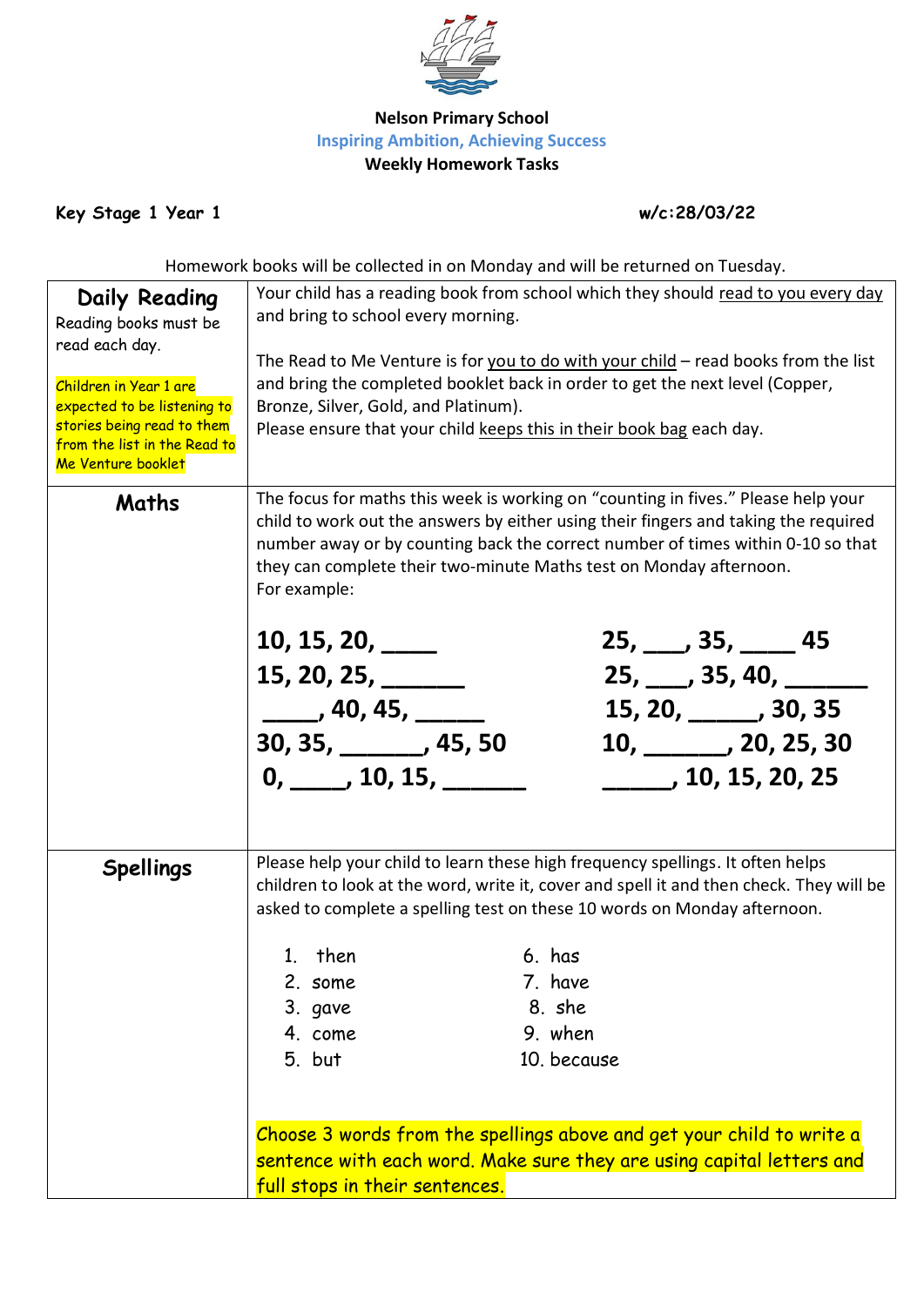**Nelson Primary School**

**Inspiring Ambition, Achieving Success**

**Weekly Homework Tasks**

**Key Stage 1 Year 1** **w/c:28/03/22**

Homework books will be collected in on Monday and will be returned on Tuesday.

| | |
|---|---|
| **Daily Reading**<br>Reading books must be read each day.<br><br>Children in Year 1 are expected to be listening to stories being read to them from the list in the Read to Me Venture booklet | Your child has a reading book from school which they should read to you every day and bring to school every morning.<br><br>The Read to Me Venture is for you to do with your child – read books from the list and bring the completed booklet back in order to get the next level (Copper, Bronze, Silver, Gold, and Platinum).<br>Please ensure that your child keeps this in their book bag each day. |
| **Maths** | The focus for maths this week is working on "counting in fives." Please help your child to work out the answers by either using their fingers and taking the required number away or by counting back the correct number of times within 0-10 so that they can complete their two-minute Maths test on Monday afternoon.<br>For example:<br><br>**10, 15, 20, ____**<br>**15, 20, 25, ______**<br>**____, 40, 45, _____**<br>**30, 35, ______, 45, 50**<br>**0, ____, 10, 15, ______**<br>**25, ___, 35, ____ 45**<br>**25, ___, 35, 40, ______**<br>**15, 20, _____, 30, 35**<br>**10, ______, 20, 25, 30**<br>**_____, 10, 15, 20, 25** |
| **Spellings** | Please help your child to learn these high frequency spellings. It often helps children to look at the word, write it, cover and spell it and then check. They will be asked to complete a spelling test on these 10 words on Monday afternoon.<br><br>1. then<br>2. some<br>3. gave<br>4. come<br>5. but<br>6. has<br>7. have<br>8. she<br>9. when<br>10. because<br><br>Choose 3 words from the spellings above and get your child to write a sentence with each word. Make sure they are using capital letters and full stops in their sentences. |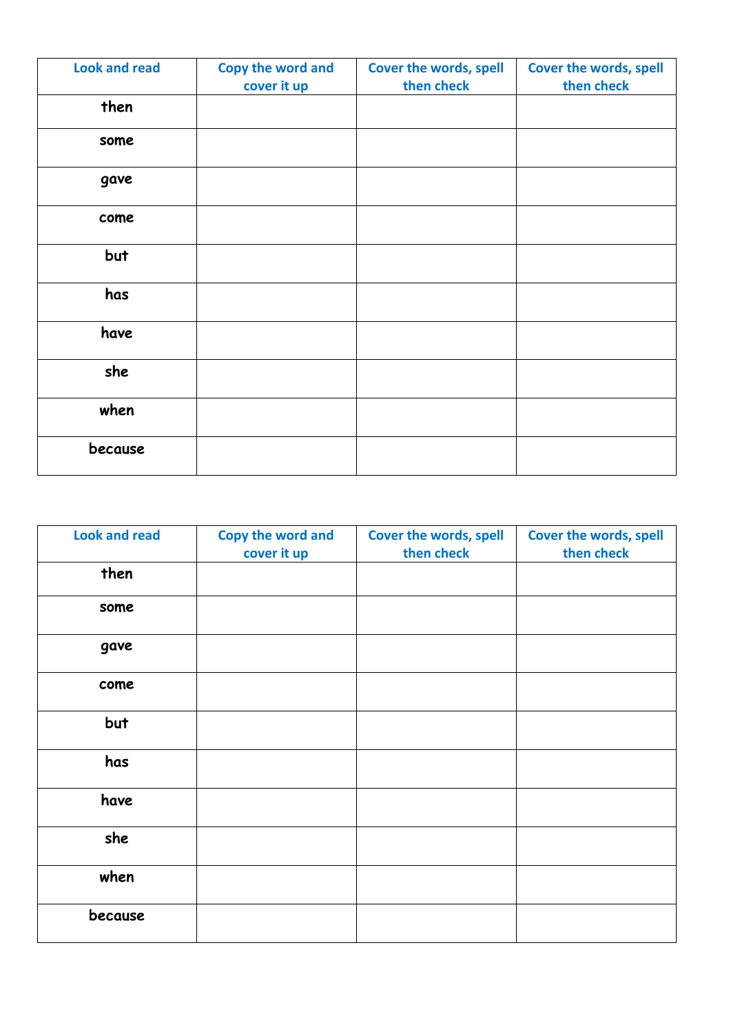| Look and read | Copy the word and cover it up | Cover the words, spell then check | Cover the words, spell then check |
|---|---|---|---|
| then | | | |
| some | | | |
| gave | | | |
| come | | | |
| but | | | |
| has | | | |
| have | | | |
| she | | | |
| when | | | |
| because | | | |

| Look and read | Copy the word and cover it up | Cover the words, spell then check | Cover the words, spell then check |
|---|---|---|---|
| then | | | |
| some | | | |
| gave | | | |
| come | | | |
| but | | | |
| has | | | |
| have | | | |
| she | | | |
| when | | | |
| because | | | |